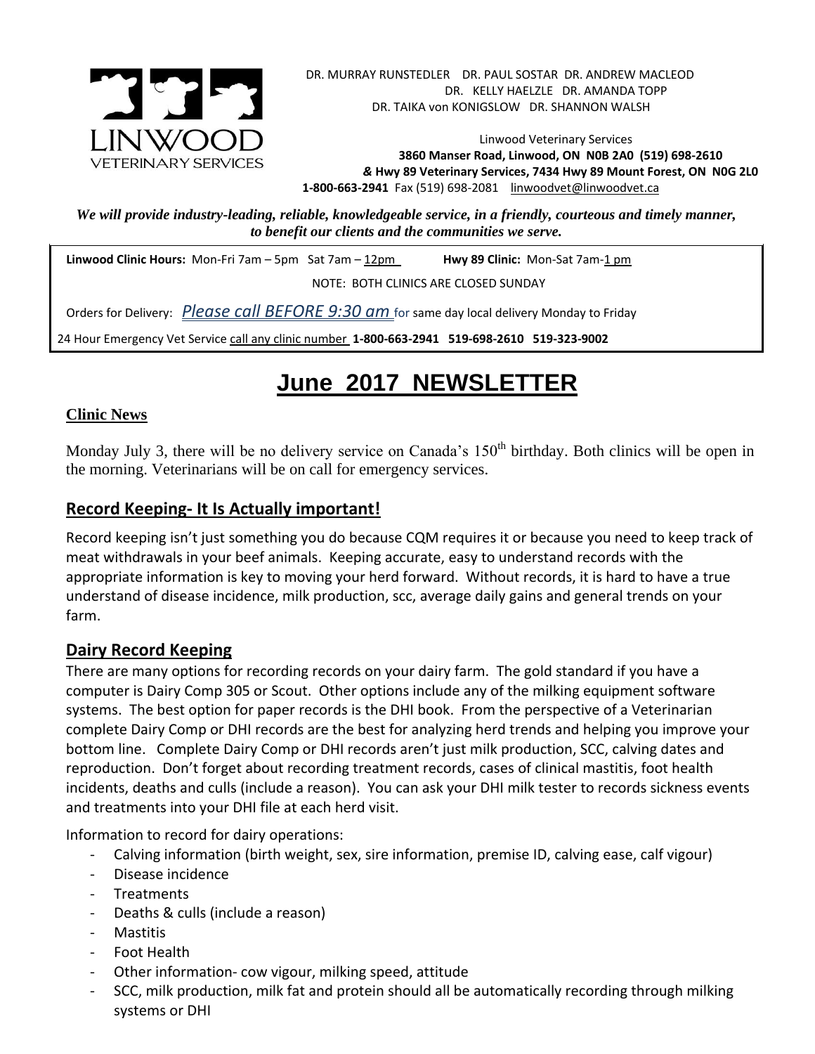LINWOOD
VETERINARY SERVICES

DR. MURRAY RUNSTEDLER DR. PAUL SOSTAR DR. ANDREW MACLEOD
DR. KELLY HAELZLE DR. AMANDA TOPP
DR. TAIKA von KONIGSLOW DR. SHANNON WALSH

Linwood Veterinary Services
**3860 Manser Road, Linwood, ON N0B 2A0 (519) 698-2610**
***&* Hwy 89 Veterinary Services, 7434 Hwy 89 Mount Forest, ON N0G 2L0**
**1-800-663-2941** Fax (519) 698-2081 linwoodvet@linwoodvet.ca

***We will provide industry-leading, reliable, knowledgeable service, in a friendly, courteous and timely manner, to benefit our clients and the communities we serve.***

**Linwood Clinic Hours:** Mon-Fri 7am – 5pm Sat 7am – 12pm **Hwy 89 Clinic:** Mon-Sat 7am-1 pm

NOTE: BOTH CLINICS ARE CLOSED SUNDAY

Orders for Delivery: *Please call BEFORE 9:30 am* for same day local delivery Monday to Friday

24 Hour Emergency Vet Service call any clinic number **1-800-663-2941 519-698-2610 519-323-9002**

# June 2017 NEWSLETTER

## Clinic News

Monday July 3, there will be no delivery service on Canada's 150th birthday. Both clinics will be open in the morning. Veterinarians will be on call for emergency services.

## Record Keeping- It Is Actually important!

Record keeping isn't just something you do because CQM requires it or because you need to keep track of meat withdrawals in your beef animals. Keeping accurate, easy to understand records with the appropriate information is key to moving your herd forward. Without records, it is hard to have a true understand of disease incidence, milk production, scc, average daily gains and general trends on your farm.

## Dairy Record Keeping

There are many options for recording records on your dairy farm. The gold standard if you have a computer is Dairy Comp 305 or Scout. Other options include any of the milking equipment software systems. The best option for paper records is the DHI book. From the perspective of a Veterinarian complete Dairy Comp or DHI records are the best for analyzing herd trends and helping you improve your bottom line. Complete Dairy Comp or DHI records aren't just milk production, SCC, calving dates and reproduction. Don't forget about recording treatment records, cases of clinical mastitis, foot health incidents, deaths and culls (include a reason). You can ask your DHI milk tester to records sickness events and treatments into your DHI file at each herd visit.

Information to record for dairy operations:

- Calving information (birth weight, sex, sire information, premise ID, calving ease, calf vigour)
- Disease incidence
- Treatments
- Deaths & culls (include a reason)
- Mastitis
- Foot Health
- Other information- cow vigour, milking speed, attitude
- SCC, milk production, milk fat and protein should all be automatically recording through milking systems or DHI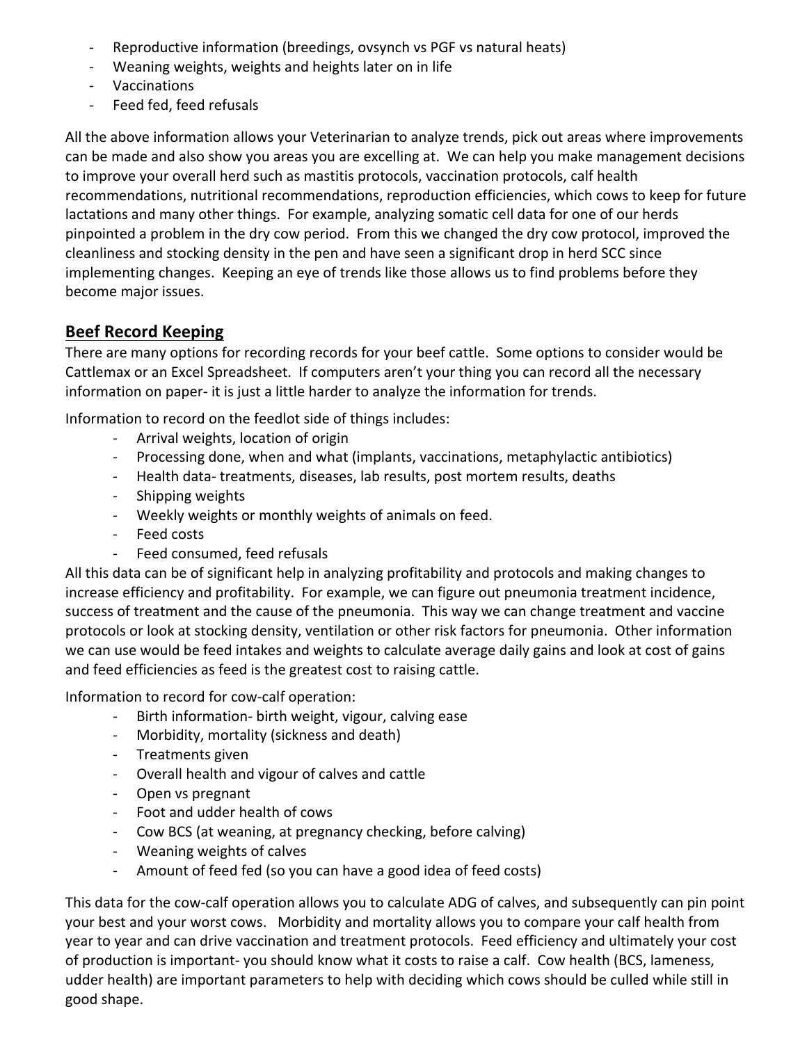- Reproductive information (breedings, ovsynch vs PGF vs natural heats)
- Weaning weights, weights and heights later on in life
- Vaccinations
- Feed fed, feed refusals

All the above information allows your Veterinarian to analyze trends, pick out areas where improvements can be made and also show you areas you are excelling at. We can help you make management decisions to improve your overall herd such as mastitis protocols, vaccination protocols, calf health recommendations, nutritional recommendations, reproduction efficiencies, which cows to keep for future lactations and many other things. For example, analyzing somatic cell data for one of our herds pinpointed a problem in the dry cow period. From this we changed the dry cow protocol, improved the cleanliness and stocking density in the pen and have seen a significant drop in herd SCC since implementing changes. Keeping an eye of trends like those allows us to find problems before they become major issues.

## Beef Record Keeping

There are many options for recording records for your beef cattle. Some options to consider would be Cattlemax or an Excel Spreadsheet. If computers aren't your thing you can record all the necessary information on paper- it is just a little harder to analyze the information for trends.

Information to record on the feedlot side of things includes:

- Arrival weights, location of origin
- Processing done, when and what (implants, vaccinations, metaphylactic antibiotics)
- Health data- treatments, diseases, lab results, post mortem results, deaths
- Shipping weights
- Weekly weights or monthly weights of animals on feed.
- Feed costs
- Feed consumed, feed refusals

All this data can be of significant help in analyzing profitability and protocols and making changes to increase efficiency and profitability. For example, we can figure out pneumonia treatment incidence, success of treatment and the cause of the pneumonia. This way we can change treatment and vaccine protocols or look at stocking density, ventilation or other risk factors for pneumonia. Other information we can use would be feed intakes and weights to calculate average daily gains and look at cost of gains and feed efficiencies as feed is the greatest cost to raising cattle.

Information to record for cow-calf operation:

- Birth information- birth weight, vigour, calving ease
- Morbidity, mortality (sickness and death)
- Treatments given
- Overall health and vigour of calves and cattle
- Open vs pregnant
- Foot and udder health of cows
- Cow BCS (at weaning, at pregnancy checking, before calving)
- Weaning weights of calves
- Amount of feed fed (so you can have a good idea of feed costs)

This data for the cow-calf operation allows you to calculate ADG of calves, and subsequently can pin point your best and your worst cows. Morbidity and mortality allows you to compare your calf health from year to year and can drive vaccination and treatment protocols. Feed efficiency and ultimately your cost of production is important- you should know what it costs to raise a calf. Cow health (BCS, lameness, udder health) are important parameters to help with deciding which cows should be culled while still in good shape.